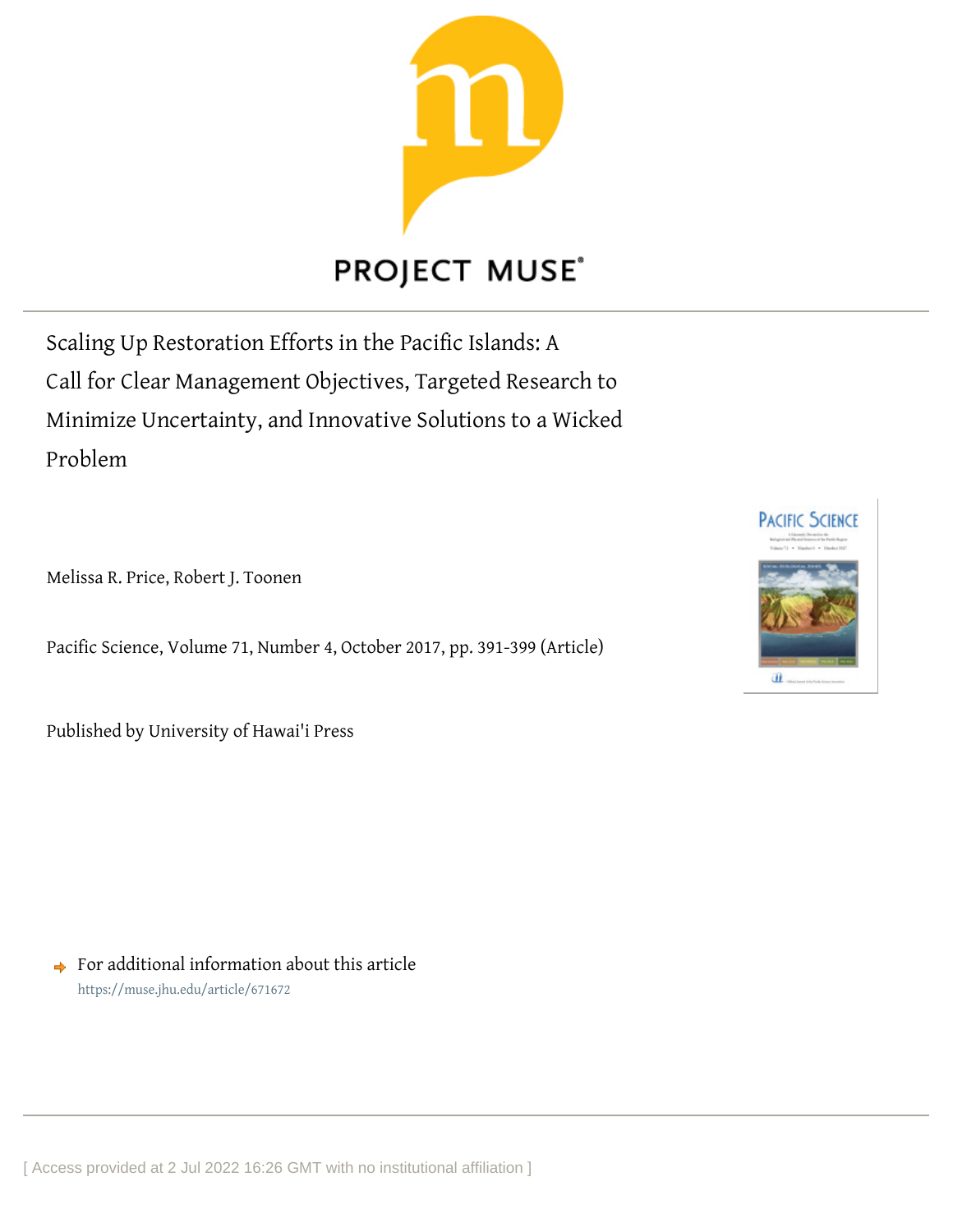PROJECT MUSE

# Scaling Up Restoration Efforts in the Pacific Islands: A Call for Clear Management Objectives, Targeted Research to Minimize Uncertainty, and Innovative Solutions to a Wicked Problem

Melissa R. Price, Robert J. Toonen

Pacific Science, Volume 71, Number 4, October 2017, pp. 391-399 (Article)

Published by University of Hawai'i Press

For additional information about this article
https://muse.jhu.edu/article/671672

[ Access provided at 2 Jul 2022 16:26 GMT with no institutional affiliation ]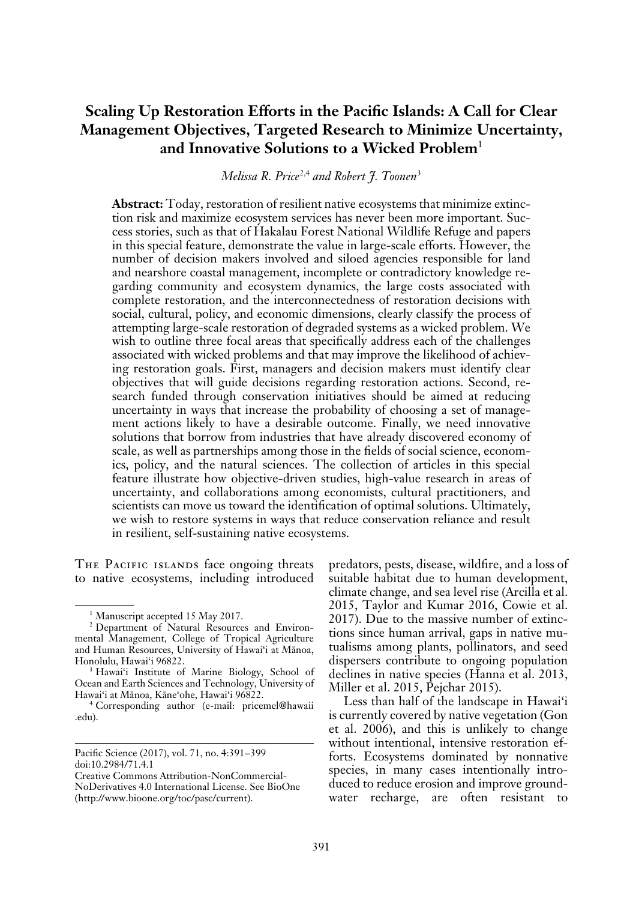# Scaling Up Restoration Efforts in the Pacific Islands: A Call for Clear Management Objectives, Targeted Research to Minimize Uncertainty, and Innovative Solutions to a Wicked Problem[1]

*Melissa R. Price*[2,4] *and Robert J. Toonen*[3]

**Abstract:** Today, restoration of resilient native ecosystems that minimize extinction risk and maximize ecosystem services has never been more important. Success stories, such as that of Hakalau Forest National Wildlife Refuge and papers in this special feature, demonstrate the value in large-scale efforts. However, the number of decision makers involved and siloed agencies responsible for land and nearshore coastal management, incomplete or contradictory knowledge regarding community and ecosystem dynamics, the large costs associated with complete restoration, and the interconnectedness of restoration decisions with social, cultural, policy, and economic dimensions, clearly classify the process of attempting large-scale restoration of degraded systems as a wicked problem. We wish to outline three focal areas that specifically address each of the challenges associated with wicked problems and that may improve the likelihood of achieving restoration goals. First, managers and decision makers must identify clear objectives that will guide decisions regarding restoration actions. Second, research funded through conservation initiatives should be aimed at reducing uncertainty in ways that increase the probability of choosing a set of management actions likely to have a desirable outcome. Finally, we need innovative solutions that borrow from industries that have already discovered economy of scale, as well as partnerships among those in the fields of social science, economics, policy, and the natural sciences. The collection of articles in this special feature illustrate how objective-driven studies, high-value research in areas of uncertainty, and collaborations among economists, cultural practitioners, and scientists can move us toward the identification of optimal solutions. Ultimately, we wish to restore systems in ways that reduce conservation reliance and result in resilient, self-sustaining native ecosystems.

The Pacific islands face ongoing threats to native ecosystems, including introduced predators, pests, disease, wildfire, and a loss of suitable habitat due to human development, climate change, and sea level rise (Arcilla et al. 2015, Taylor and Kumar 2016, Cowie et al. 2017). Due to the massive number of extinctions since human arrival, gaps in native mutualisms among plants, pollinators, and seed dispersers contribute to ongoing population declines in native species (Hanna et al. 2013, Miller et al. 2015, Pejchar 2015).

Less than half of the landscape in Hawai'i is currently covered by native vegetation (Gon et al. 2006), and this is unlikely to change without intentional, intensive restoration efforts. Ecosystems dominated by nonnative species, in many cases intentionally introduced to reduce erosion and improve groundwater recharge, are often resistant to

---

[1] Manuscript accepted 15 May 2017.

[2] Department of Natural Resources and Environmental Management, College of Tropical Agriculture and Human Resources, University of Hawai'i at Mānoa, Honolulu, Hawai'i 96822.

[3] Hawai'i Institute of Marine Biology, School of Ocean and Earth Sciences and Technology, University of Hawai'i at Mānoa, Kāne'ohe, Hawai'i 96822.

[4] Corresponding author (e-mail: pricemel@hawaii.edu).

Pacific Science (2017), vol. 71, no. 4:391–399
doi:10.2984/71.4.1
Creative Commons Attribution-NonCommercial-NoDerivatives 4.0 International License. See BioOne (http://www.bioone.org/toc/pasc/current).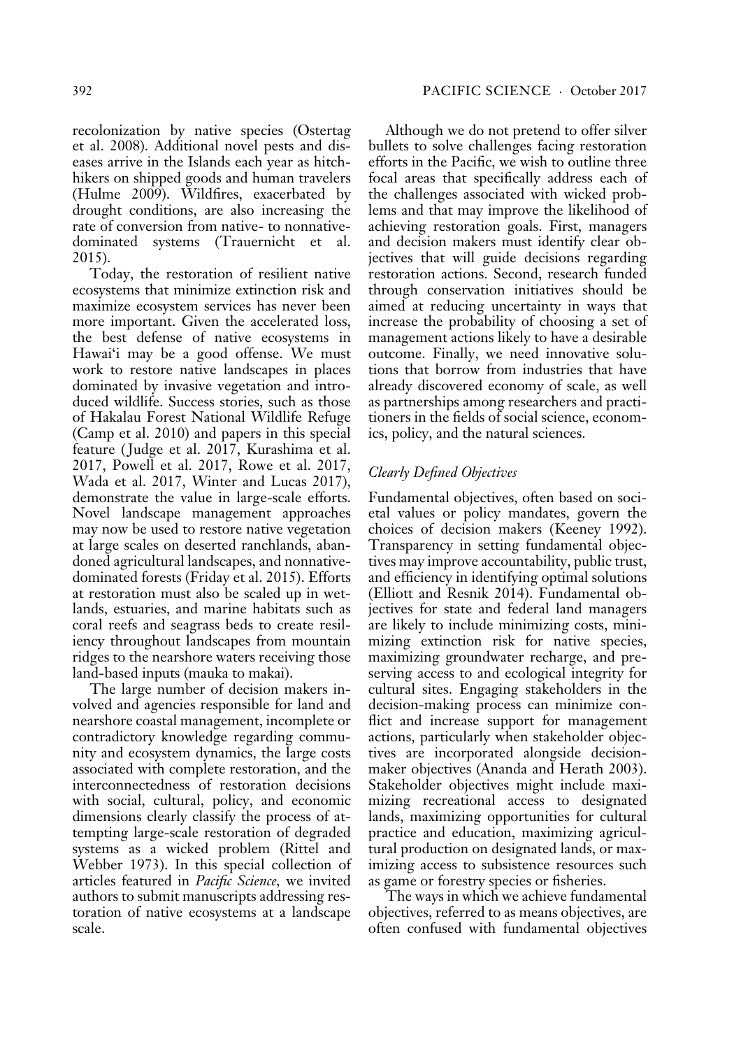recolonization by native species (Ostertag et al. 2008). Additional novel pests and diseases arrive in the Islands each year as hitchhikers on shipped goods and human travelers (Hulme 2009). Wildfires, exacerbated by drought conditions, are also increasing the rate of conversion from native- to nonnative-dominated systems (Trauernicht et al. 2015).

Today, the restoration of resilient native ecosystems that minimize extinction risk and maximize ecosystem services has never been more important. Given the accelerated loss, the best defense of native ecosystems in Hawai'i may be a good offense. We must work to restore native landscapes in places dominated by invasive vegetation and introduced wildlife. Success stories, such as those of Hakalau Forest National Wildlife Refuge (Camp et al. 2010) and papers in this special feature (Judge et al. 2017, Kurashima et al. 2017, Powell et al. 2017, Rowe et al. 2017, Wada et al. 2017, Winter and Lucas 2017), demonstrate the value in large-scale efforts. Novel landscape management approaches may now be used to restore native vegetation at large scales on deserted ranchlands, abandoned agricultural landscapes, and nonnative-dominated forests (Friday et al. 2015). Efforts at restoration must also be scaled up in wetlands, estuaries, and marine habitats such as coral reefs and seagrass beds to create resiliency throughout landscapes from mountain ridges to the nearshore waters receiving those land-based inputs (mauka to makai).

The large number of decision makers involved and agencies responsible for land and nearshore coastal management, incomplete or contradictory knowledge regarding community and ecosystem dynamics, the large costs associated with complete restoration, and the interconnectedness of restoration decisions with social, cultural, policy, and economic dimensions clearly classify the process of attempting large-scale restoration of degraded systems as a wicked problem (Rittel and Webber 1973). In this special collection of articles featured in *Pacific Science*, we invited authors to submit manuscripts addressing restoration of native ecosystems at a landscape scale.

Although we do not pretend to offer silver bullets to solve challenges facing restoration efforts in the Pacific, we wish to outline three focal areas that specifically address each of the challenges associated with wicked problems and that may improve the likelihood of achieving restoration goals. First, managers and decision makers must identify clear objectives that will guide decisions regarding restoration actions. Second, research funded through conservation initiatives should be aimed at reducing uncertainty in ways that increase the probability of choosing a set of management actions likely to have a desirable outcome. Finally, we need innovative solutions that borrow from industries that have already discovered economy of scale, as well as partnerships among researchers and practitioners in the fields of social science, economics, policy, and the natural sciences.

### *Clearly Defined Objectives*

Fundamental objectives, often based on societal values or policy mandates, govern the choices of decision makers (Keeney 1992). Transparency in setting fundamental objectives may improve accountability, public trust, and efficiency in identifying optimal solutions (Elliott and Resnik 2014). Fundamental objectives for state and federal land managers are likely to include minimizing costs, minimizing extinction risk for native species, maximizing groundwater recharge, and preserving access to and ecological integrity for cultural sites. Engaging stakeholders in the decision-making process can minimize conflict and increase support for management actions, particularly when stakeholder objectives are incorporated alongside decision-maker objectives (Ananda and Herath 2003). Stakeholder objectives might include maximizing recreational access to designated lands, maximizing opportunities for cultural practice and education, maximizing agricultural production on designated lands, or maximizing access to subsistence resources such as game or forestry species or fisheries.

The ways in which we achieve fundamental objectives, referred to as means objectives, are often confused with fundamental objectives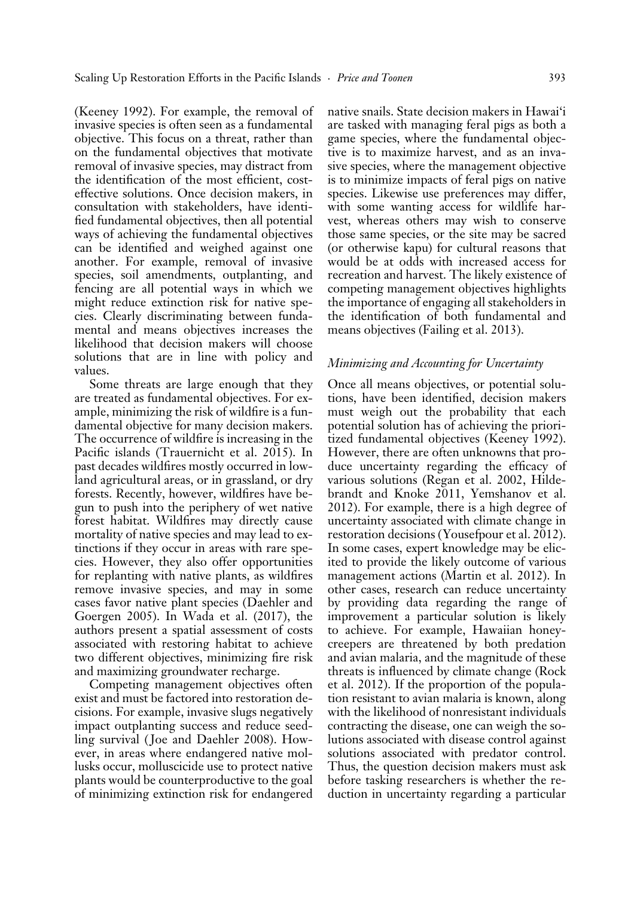(Keeney 1992). For example, the removal of invasive species is often seen as a fundamental objective. This focus on a threat, rather than on the fundamental objectives that motivate removal of invasive species, may distract from the identification of the most efficient, cost-effective solutions. Once decision makers, in consultation with stakeholders, have identified fundamental objectives, then all potential ways of achieving the fundamental objectives can be identified and weighed against one another. For example, removal of invasive species, soil amendments, outplanting, and fencing are all potential ways in which we might reduce extinction risk for native species. Clearly discriminating between fundamental and means objectives increases the likelihood that decision makers will choose solutions that are in line with policy and values.

Some threats are large enough that they are treated as fundamental objectives. For example, minimizing the risk of wildfire is a fundamental objective for many decision makers. The occurrence of wildfire is increasing in the Pacific islands (Trauernicht et al. 2015). In past decades wildfires mostly occurred in lowland agricultural areas, or in grassland, or dry forests. Recently, however, wildfires have begun to push into the periphery of wet native forest habitat. Wildfires may directly cause mortality of native species and may lead to extinctions if they occur in areas with rare species. However, they also offer opportunities for replanting with native plants, as wildfires remove invasive species, and may in some cases favor native plant species (Daehler and Goergen 2005). In Wada et al. (2017), the authors present a spatial assessment of costs associated with restoring habitat to achieve two different objectives, minimizing fire risk and maximizing groundwater recharge.

Competing management objectives often exist and must be factored into restoration decisions. For example, invasive slugs negatively impact outplanting success and reduce seedling survival (Joe and Daehler 2008). However, in areas where endangered native mollusks occur, molluscicide use to protect native plants would be counterproductive to the goal of minimizing extinction risk for endangered native snails. State decision makers in Hawai'i are tasked with managing feral pigs as both a game species, where the fundamental objective is to maximize harvest, and as an invasive species, where the management objective is to minimize impacts of feral pigs on native species. Likewise use preferences may differ, with some wanting access for wildlife harvest, whereas others may wish to conserve those same species, or the site may be sacred (or otherwise kapu) for cultural reasons that would be at odds with increased access for recreation and harvest. The likely existence of competing management objectives highlights the importance of engaging all stakeholders in the identification of both fundamental and means objectives (Failing et al. 2013).

### *Minimizing and Accounting for Uncertainty*

Once all means objectives, or potential solutions, have been identified, decision makers must weigh out the probability that each potential solution has of achieving the prioritized fundamental objectives (Keeney 1992). However, there are often unknowns that produce uncertainty regarding the efficacy of various solutions (Regan et al. 2002, Hildebrandt and Knoke 2011, Yemshanov et al. 2012). For example, there is a high degree of uncertainty associated with climate change in restoration decisions (Yousefpour et al. 2012). In some cases, expert knowledge may be elicited to provide the likely outcome of various management actions (Martin et al. 2012). In other cases, research can reduce uncertainty by providing data regarding the range of improvement a particular solution is likely to achieve. For example, Hawaiian honeycreepers are threatened by both predation and avian malaria, and the magnitude of these threats is influenced by climate change (Rock et al. 2012). If the proportion of the population resistant to avian malaria is known, along with the likelihood of nonresistant individuals contracting the disease, one can weigh the solutions associated with disease control against solutions associated with predator control. Thus, the question decision makers must ask before tasking researchers is whether the reduction in uncertainty regarding a particular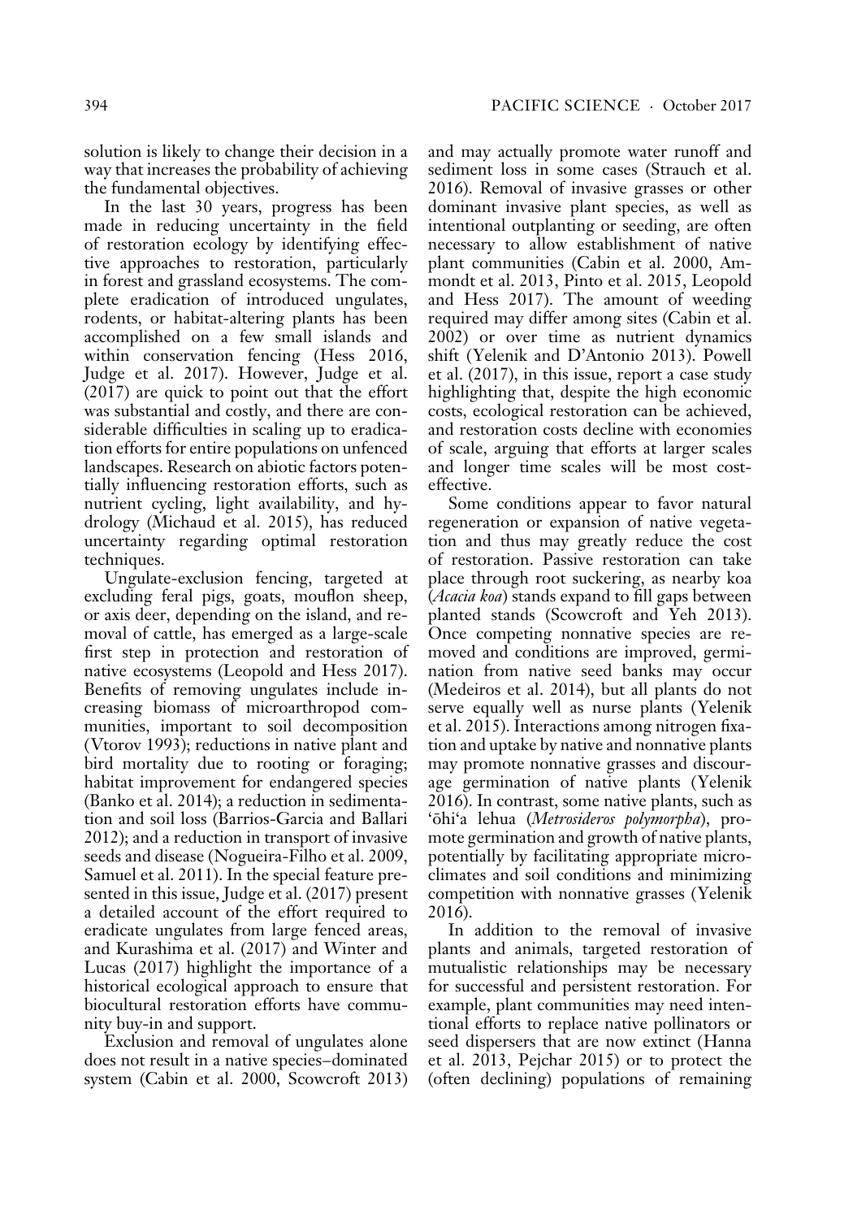solution is likely to change their decision in a way that increases the probability of achieving the fundamental objectives.

In the last 30 years, progress has been made in reducing uncertainty in the field of restoration ecology by identifying effective approaches to restoration, particularly in forest and grassland ecosystems. The complete eradication of introduced ungulates, rodents, or habitat-altering plants has been accomplished on a few small islands and within conservation fencing (Hess 2016, Judge et al. 2017). However, Judge et al. (2017) are quick to point out that the effort was substantial and costly, and there are considerable difficulties in scaling up to eradication efforts for entire populations on unfenced landscapes. Research on abiotic factors potentially influencing restoration efforts, such as nutrient cycling, light availability, and hydrology (Michaud et al. 2015), has reduced uncertainty regarding optimal restoration techniques.

Ungulate-exclusion fencing, targeted at excluding feral pigs, goats, mouflon sheep, or axis deer, depending on the island, and removal of cattle, has emerged as a large-scale first step in protection and restoration of native ecosystems (Leopold and Hess 2017). Benefits of removing ungulates include increasing biomass of microarthropod communities, important to soil decomposition (Vtorov 1993); reductions in native plant and bird mortality due to rooting or foraging; habitat improvement for endangered species (Banko et al. 2014); a reduction in sedimentation and soil loss (Barrios-Garcia and Ballari 2012); and a reduction in transport of invasive seeds and disease (Nogueira-Filho et al. 2009, Samuel et al. 2011). In the special feature presented in this issue, Judge et al. (2017) present a detailed account of the effort required to eradicate ungulates from large fenced areas, and Kurashima et al. (2017) and Winter and Lucas (2017) highlight the importance of a historical ecological approach to ensure that biocultural restoration efforts have community buy-in and support.

Exclusion and removal of ungulates alone does not result in a native species–dominated system (Cabin et al. 2000, Scowcroft 2013) and may actually promote water runoff and sediment loss in some cases (Strauch et al. 2016). Removal of invasive grasses or other dominant invasive plant species, as well as intentional outplanting or seeding, are often necessary to allow establishment of native plant communities (Cabin et al. 2000, Ammondt et al. 2013, Pinto et al. 2015, Leopold and Hess 2017). The amount of weeding required may differ among sites (Cabin et al. 2002) or over time as nutrient dynamics shift (Yelenik and D'Antonio 2013). Powell et al. (2017), in this issue, report a case study highlighting that, despite the high economic costs, ecological restoration can be achieved, and restoration costs decline with economies of scale, arguing that efforts at larger scales and longer time scales will be most cost-effective.

Some conditions appear to favor natural regeneration or expansion of native vegetation and thus may greatly reduce the cost of restoration. Passive restoration can take place through root suckering, as nearby koa (*Acacia koa*) stands expand to fill gaps between planted stands (Scowcroft and Yeh 2013). Once competing nonnative species are removed and conditions are improved, germination from native seed banks may occur (Medeiros et al. 2014), but all plants do not serve equally well as nurse plants (Yelenik et al. 2015). Interactions among nitrogen fixation and uptake by native and nonnative plants may promote nonnative grasses and discourage germination of native plants (Yelenik 2016). In contrast, some native plants, such as ʻōhiʻa lehua (*Metrosideros polymorpha*), promote germination and growth of native plants, potentially by facilitating appropriate microclimates and soil conditions and minimizing competition with nonnative grasses (Yelenik 2016).

In addition to the removal of invasive plants and animals, targeted restoration of mutualistic relationships may be necessary for successful and persistent restoration. For example, plant communities may need intentional efforts to replace native pollinators or seed dispersers that are now extinct (Hanna et al. 2013, Pejchar 2015) or to protect the (often declining) populations of remaining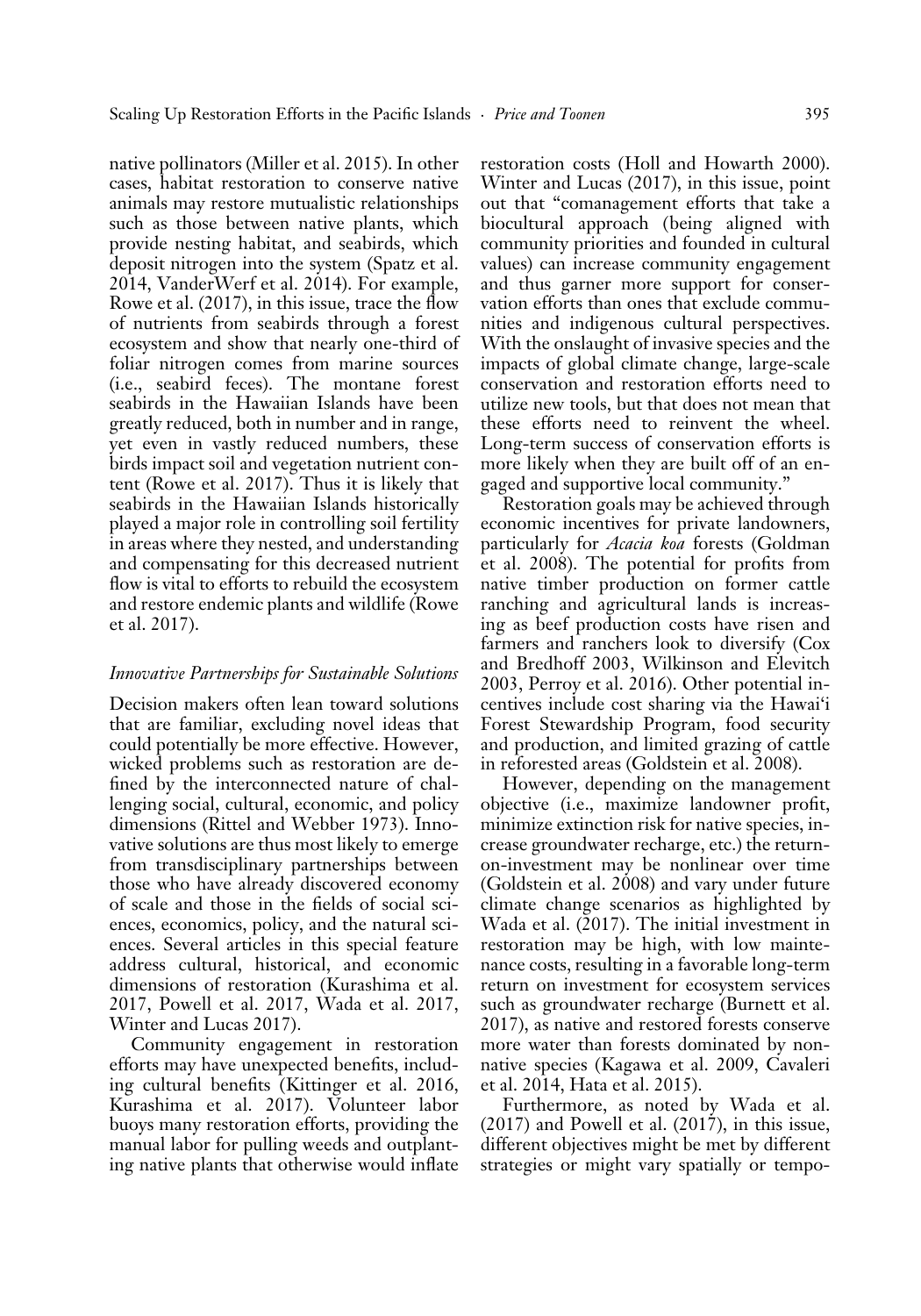native pollinators (Miller et al. 2015). In other cases, habitat restoration to conserve native animals may restore mutualistic relationships such as those between native plants, which provide nesting habitat, and seabirds, which deposit nitrogen into the system (Spatz et al. 2014, VanderWerf et al. 2014). For example, Rowe et al. (2017), in this issue, trace the flow of nutrients from seabirds through a forest ecosystem and show that nearly one-third of foliar nitrogen comes from marine sources (i.e., seabird feces). The montane forest seabirds in the Hawaiian Islands have been greatly reduced, both in number and in range, yet even in vastly reduced numbers, these birds impact soil and vegetation nutrient content (Rowe et al. 2017). Thus it is likely that seabirds in the Hawaiian Islands historically played a major role in controlling soil fertility in areas where they nested, and understanding and compensating for this decreased nutrient flow is vital to efforts to rebuild the ecosystem and restore endemic plants and wildlife (Rowe et al. 2017).

### *Innovative Partnerships for Sustainable Solutions*

Decision makers often lean toward solutions that are familiar, excluding novel ideas that could potentially be more effective. However, wicked problems such as restoration are defined by the interconnected nature of challenging social, cultural, economic, and policy dimensions (Rittel and Webber 1973). Innovative solutions are thus most likely to emerge from transdisciplinary partnerships between those who have already discovered economy of scale and those in the fields of social sciences, economics, policy, and the natural sciences. Several articles in this special feature address cultural, historical, and economic dimensions of restoration (Kurashima et al. 2017, Powell et al. 2017, Wada et al. 2017, Winter and Lucas 2017).

Community engagement in restoration efforts may have unexpected benefits, including cultural benefits (Kittinger et al. 2016, Kurashima et al. 2017). Volunteer labor buoys many restoration efforts, providing the manual labor for pulling weeds and outplanting native plants that otherwise would inflate restoration costs (Holl and Howarth 2000). Winter and Lucas (2017), in this issue, point out that "comanagement efforts that take a biocultural approach (being aligned with community priorities and founded in cultural values) can increase community engagement and thus garner more support for conservation efforts than ones that exclude communities and indigenous cultural perspectives. With the onslaught of invasive species and the impacts of global climate change, large-scale conservation and restoration efforts need to utilize new tools, but that does not mean that these efforts need to reinvent the wheel. Long-term success of conservation efforts is more likely when they are built off of an engaged and supportive local community."

Restoration goals may be achieved through economic incentives for private landowners, particularly for *Acacia koa* forests (Goldman et al. 2008). The potential for profits from native timber production on former cattle ranching and agricultural lands is increasing as beef production costs have risen and farmers and ranchers look to diversify (Cox and Bredhoff 2003, Wilkinson and Elevitch 2003, Perroy et al. 2016). Other potential incentives include cost sharing via the Hawai'i Forest Stewardship Program, food security and production, and limited grazing of cattle in reforested areas (Goldstein et al. 2008).

However, depending on the management objective (i.e., maximize landowner profit, minimize extinction risk for native species, increase groundwater recharge, etc.) the return-on-investment may be nonlinear over time (Goldstein et al. 2008) and vary under future climate change scenarios as highlighted by Wada et al. (2017). The initial investment in restoration may be high, with low maintenance costs, resulting in a favorable long-term return on investment for ecosystem services such as groundwater recharge (Burnett et al. 2017), as native and restored forests conserve more water than forests dominated by non-native species (Kagawa et al. 2009, Cavaleri et al. 2014, Hata et al. 2015).

Furthermore, as noted by Wada et al. (2017) and Powell et al. (2017), in this issue, different objectives might be met by different strategies or might vary spatially or tempo-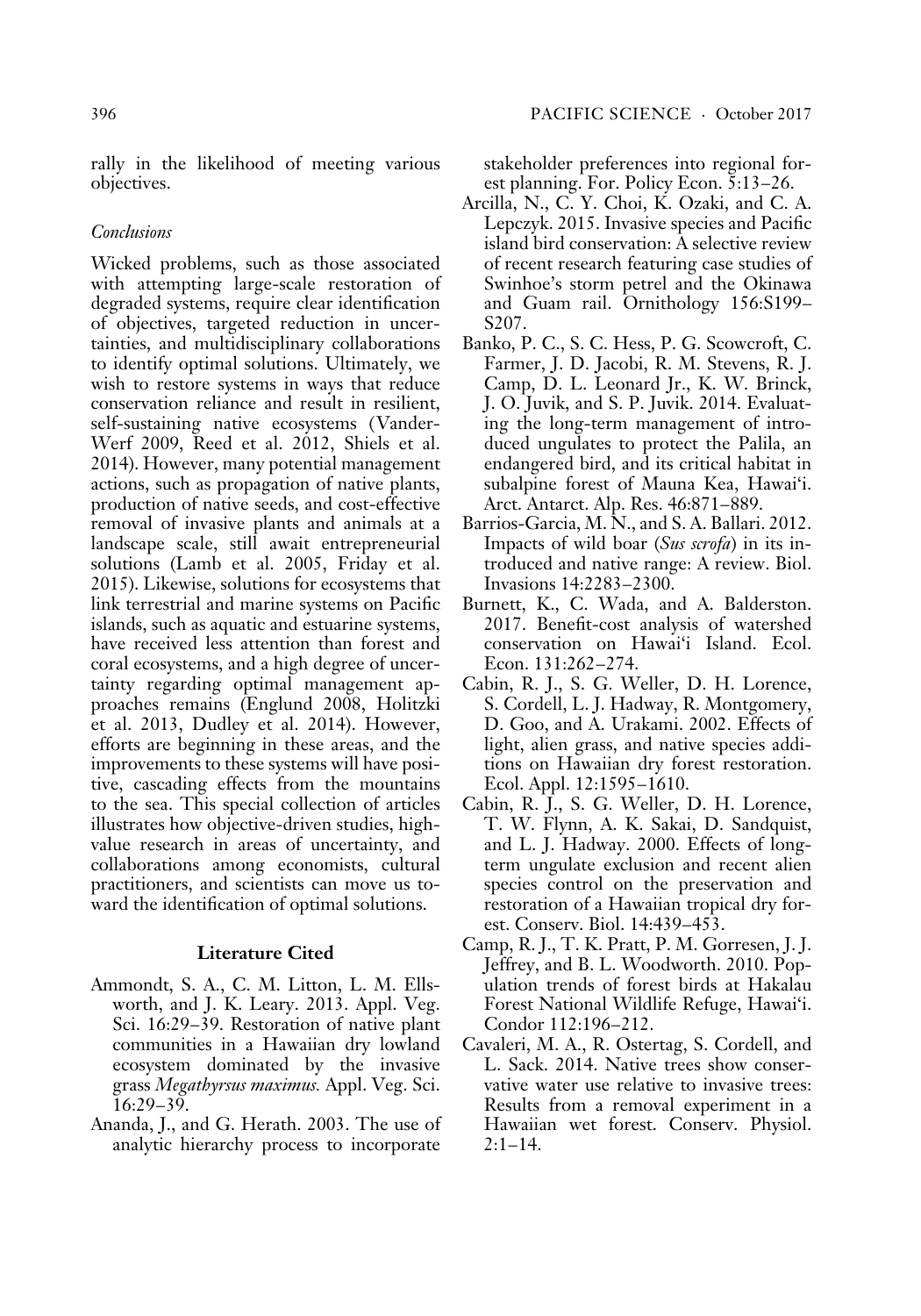rally in the likelihood of meeting various objectives.

*Conclusions*

Wicked problems, such as those associated with attempting large-scale restoration of degraded systems, require clear identification of objectives, targeted reduction in uncertainties, and multidisciplinary collaborations to identify optimal solutions. Ultimately, we wish to restore systems in ways that reduce conservation reliance and result in resilient, self-sustaining native ecosystems (VanderWerf 2009, Reed et al. 2012, Shiels et al. 2014). However, many potential management actions, such as propagation of native plants, production of native seeds, and cost-effective removal of invasive plants and animals at a landscape scale, still await entrepreneurial solutions (Lamb et al. 2005, Friday et al. 2015). Likewise, solutions for ecosystems that link terrestrial and marine systems on Pacific islands, such as aquatic and estuarine systems, have received less attention than forest and coral ecosystems, and a high degree of uncertainty regarding optimal management approaches remains (Englund 2008, Holitzki et al. 2013, Dudley et al. 2014). However, efforts are beginning in these areas, and the improvements to these systems will have positive, cascading effects from the mountains to the sea. This special collection of articles illustrates how objective-driven studies, high-value research in areas of uncertainty, and collaborations among economists, cultural practitioners, and scientists can move us toward the identification of optimal solutions.

## Literature Cited

Ammondt, S. A., C. M. Litton, L. M. Ellsworth, and J. K. Leary. 2013. Appl. Veg. Sci. 16:29–39. Restoration of native plant communities in a Hawaiian dry lowland ecosystem dominated by the invasive grass *Megathyrsus maximus*. Appl. Veg. Sci. 16:29–39.

Ananda, J., and G. Herath. 2003. The use of analytic hierarchy process to incorporate stakeholder preferences into regional forest planning. For. Policy Econ. 5:13–26.

Arcilla, N., C. Y. Choi, K. Ozaki, and C. A. Lepczyk. 2015. Invasive species and Pacific island bird conservation: A selective review of recent research featuring case studies of Swinhoe's storm petrel and the Okinawa and Guam rail. Ornithology 156:S199–S207.

Banko, P. C., S. C. Hess, P. G. Scowcroft, C. Farmer, J. D. Jacobi, R. M. Stevens, R. J. Camp, D. L. Leonard Jr., K. W. Brinck, J. O. Juvik, and S. P. Juvik. 2014. Evaluating the long-term management of introduced ungulates to protect the Palila, an endangered bird, and its critical habitat in subalpine forest of Mauna Kea, Hawai'i. Arct. Antarct. Alp. Res. 46:871–889.

Barrios-Garcia, M. N., and S. A. Ballari. 2012. Impacts of wild boar (*Sus scrofa*) in its introduced and native range: A review. Biol. Invasions 14:2283–2300.

Burnett, K., C. Wada, and A. Balderston. 2017. Benefit-cost analysis of watershed conservation on Hawai'i Island. Ecol. Econ. 131:262–274.

Cabin, R. J., S. G. Weller, D. H. Lorence, S. Cordell, L. J. Hadway, R. Montgomery, D. Goo, and A. Urakami. 2002. Effects of light, alien grass, and native species additions on Hawaiian dry forest restoration. Ecol. Appl. 12:1595–1610.

Cabin, R. J., S. G. Weller, D. H. Lorence, T. W. Flynn, A. K. Sakai, D. Sandquist, and L. J. Hadway. 2000. Effects of long-term ungulate exclusion and recent alien species control on the preservation and restoration of a Hawaiian tropical dry forest. Conserv. Biol. 14:439–453.

Camp, R. J., T. K. Pratt, P. M. Gorresen, J. J. Jeffrey, and B. L. Woodworth. 2010. Population trends of forest birds at Hakalau Forest National Wildlife Refuge, Hawai'i. Condor 112:196–212.

Cavaleri, M. A., R. Ostertag, S. Cordell, and L. Sack. 2014. Native trees show conservative water use relative to invasive trees: Results from a removal experiment in a Hawaiian wet forest. Conserv. Physiol. 2:1–14.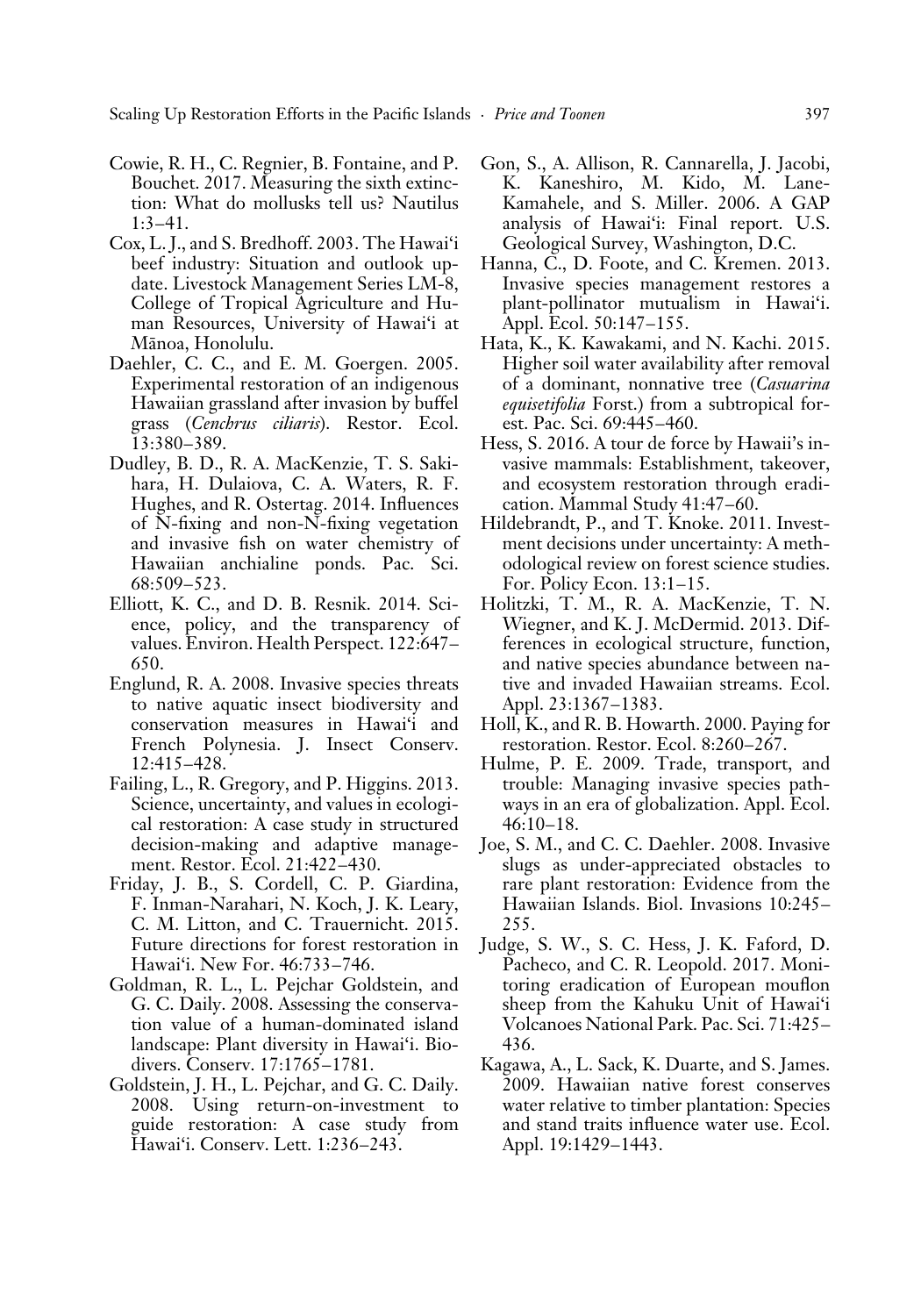Cowie, R. H., C. Regnier, B. Fontaine, and P. Bouchet. 2017. Measuring the sixth extinction: What do mollusks tell us? Nautilus 1:3–41.

Cox, L. J., and S. Bredhoff. 2003. The Hawai'i beef industry: Situation and outlook update. Livestock Management Series LM-8, College of Tropical Agriculture and Human Resources, University of Hawai'i at Mānoa, Honolulu.

Daehler, C. C., and E. M. Goergen. 2005. Experimental restoration of an indigenous Hawaiian grassland after invasion by buffel grass (*Cenchrus ciliaris*). Restor. Ecol. 13:380–389.

Dudley, B. D., R. A. MacKenzie, T. S. Sakihara, H. Dulaiova, C. A. Waters, R. F. Hughes, and R. Ostertag. 2014. Influences of N-fixing and non-N-fixing vegetation and invasive fish on water chemistry of Hawaiian anchialine ponds. Pac. Sci. 68:509–523.

Elliott, K. C., and D. B. Resnik. 2014. Science, policy, and the transparency of values. Environ. Health Perspect. 122:647–650.

Englund, R. A. 2008. Invasive species threats to native aquatic insect biodiversity and conservation measures in Hawai'i and French Polynesia. J. Insect Conserv. 12:415–428.

Failing, L., R. Gregory, and P. Higgins. 2013. Science, uncertainty, and values in ecological restoration: A case study in structured decision-making and adaptive management. Restor. Ecol. 21:422–430.

Friday, J. B., S. Cordell, C. P. Giardina, F. Inman-Narahari, N. Koch, J. K. Leary, C. M. Litton, and C. Trauernicht. 2015. Future directions for forest restoration in Hawai'i. New For. 46:733–746.

Goldman, R. L., L. Pejchar Goldstein, and G. C. Daily. 2008. Assessing the conservation value of a human-dominated island landscape: Plant diversity in Hawai'i. Biodivers. Conserv. 17:1765–1781.

Goldstein, J. H., L. Pejchar, and G. C. Daily. 2008. Using return-on-investment to guide restoration: A case study from Hawai'i. Conserv. Lett. 1:236–243.

Gon, S., A. Allison, R. Cannarella, J. Jacobi, K. Kaneshiro, M. Kido, M. Lane-Kamahele, and S. Miller. 2006. A GAP analysis of Hawai'i: Final report. U.S. Geological Survey, Washington, D.C.

Hanna, C., D. Foote, and C. Kremen. 2013. Invasive species management restores a plant-pollinator mutualism in Hawai'i. Appl. Ecol. 50:147–155.

Hata, K., K. Kawakami, and N. Kachi. 2015. Higher soil water availability after removal of a dominant, nonnative tree (*Casuarina equisetifolia* Forst.) from a subtropical forest. Pac. Sci. 69:445–460.

Hess, S. 2016. A tour de force by Hawaii's invasive mammals: Establishment, takeover, and ecosystem restoration through eradication. Mammal Study 41:47–60.

Hildebrandt, P., and T. Knoke. 2011. Investment decisions under uncertainty: A methodological review on forest science studies. For. Policy Econ. 13:1–15.

Holitzki, T. M., R. A. MacKenzie, T. N. Wiegner, and K. J. McDermid. 2013. Differences in ecological structure, function, and native species abundance between native and invaded Hawaiian streams. Ecol. Appl. 23:1367–1383.

Holl, K., and R. B. Howarth. 2000. Paying for restoration. Restor. Ecol. 8:260–267.

Hulme, P. E. 2009. Trade, transport, and trouble: Managing invasive species pathways in an era of globalization. Appl. Ecol. 46:10–18.

Joe, S. M., and C. C. Daehler. 2008. Invasive slugs as under-appreciated obstacles to rare plant restoration: Evidence from the Hawaiian Islands. Biol. Invasions 10:245–255.

Judge, S. W., S. C. Hess, J. K. Faford, D. Pacheco, and C. R. Leopold. 2017. Monitoring eradication of European mouflon sheep from the Kahuku Unit of Hawai'i Volcanoes National Park. Pac. Sci. 71:425–436.

Kagawa, A., L. Sack, K. Duarte, and S. James. 2009. Hawaiian native forest conserves water relative to timber plantation: Species and stand traits influence water use. Ecol. Appl. 19:1429–1443.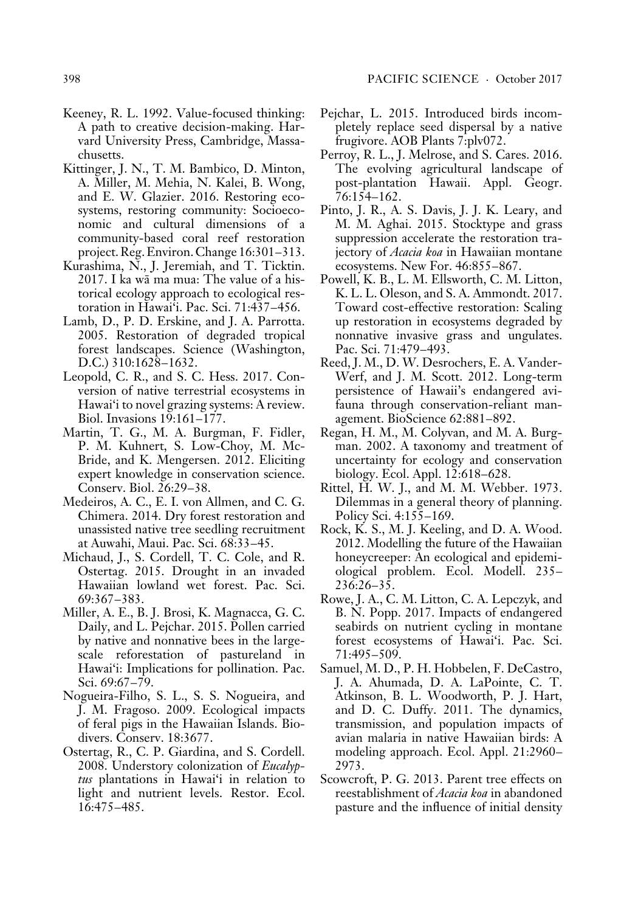Keeney, R. L. 1992. Value-focused thinking: A path to creative decision-making. Harvard University Press, Cambridge, Massachusetts.

Kittinger, J. N., T. M. Bambico, D. Minton, A. Miller, M. Mehia, N. Kalei, B. Wong, and E. W. Glazier. 2016. Restoring ecosystems, restoring community: Socioeconomic and cultural dimensions of a community-based coral reef restoration project. Reg. Environ. Change 16:301–313.

Kurashima, N., J. Jeremiah, and T. Ticktin. 2017. I ka wā ma mua: The value of a historical ecology approach to ecological restoration in Hawai'i. Pac. Sci. 71:437–456.

Lamb, D., P. D. Erskine, and J. A. Parrotta. 2005. Restoration of degraded tropical forest landscapes. Science (Washington, D.C.) 310:1628–1632.

Leopold, C. R., and S. C. Hess. 2017. Conversion of native terrestrial ecosystems in Hawai'i to novel grazing systems: A review. Biol. Invasions 19:161–177.

Martin, T. G., M. A. Burgman, F. Fidler, P. M. Kuhnert, S. Low-Choy, M. McBride, and K. Mengersen. 2012. Eliciting expert knowledge in conservation science. Conserv. Biol. 26:29–38.

Medeiros, A. C., E. I. von Allmen, and C. G. Chimera. 2014. Dry forest restoration and unassisted native tree seedling recruitment at Auwahi, Maui. Pac. Sci. 68:33–45.

Michaud, J., S. Cordell, T. C. Cole, and R. Ostertag. 2015. Drought in an invaded Hawaiian lowland wet forest. Pac. Sci. 69:367–383.

Miller, A. E., B. J. Brosi, K. Magnacca, G. C. Daily, and L. Pejchar. 2015. Pollen carried by native and nonnative bees in the large-scale reforestation of pastureland in Hawai'i: Implications for pollination. Pac. Sci. 69:67–79.

Nogueira-Filho, S. L., S. S. Nogueira, and J. M. Fragoso. 2009. Ecological impacts of feral pigs in the Hawaiian Islands. Biodivers. Conserv. 18:3677.

Ostertag, R., C. P. Giardina, and S. Cordell. 2008. Understory colonization of *Eucalyptus* plantations in Hawai'i in relation to light and nutrient levels. Restor. Ecol. 16:475–485.

Pejchar, L. 2015. Introduced birds incompletely replace seed dispersal by a native frugivore. AOB Plants 7:plv072.

Perroy, R. L., J. Melrose, and S. Cares. 2016. The evolving agricultural landscape of post-plantation Hawaii. Appl. Geogr. 76:154–162.

Pinto, J. R., A. S. Davis, J. J. K. Leary, and M. M. Aghai. 2015. Stocktype and grass suppression accelerate the restoration trajectory of *Acacia koa* in Hawaiian montane ecosystems. New For. 46:855–867.

Powell, K. B., L. M. Ellsworth, C. M. Litton, K. L. L. Oleson, and S. A. Ammondt. 2017. Toward cost-effective restoration: Scaling up restoration in ecosystems degraded by nonnative invasive grass and ungulates. Pac. Sci. 71:479–493.

Reed, J. M., D. W. Desrochers, E. A. VanderWerf, and J. M. Scott. 2012. Long-term persistence of Hawaii's endangered avifauna through conservation-reliant management. BioScience 62:881–892.

Regan, H. M., M. Colyvan, and M. A. Burgman. 2002. A taxonomy and treatment of uncertainty for ecology and conservation biology. Ecol. Appl. 12:618–628.

Rittel, H. W. J., and M. M. Webber. 1973. Dilemmas in a general theory of planning. Policy Sci. 4:155–169.

Rock, K. S., M. J. Keeling, and D. A. Wood. 2012. Modelling the future of the Hawaiian honeycreeper: An ecological and epidemiological problem. Ecol. Modell. 235–236:26–35.

Rowe, J. A., C. M. Litton, C. A. Lepczyk, and B. N. Popp. 2017. Impacts of endangered seabirds on nutrient cycling in montane forest ecosystems of Hawai'i. Pac. Sci. 71:495–509.

Samuel, M. D., P. H. Hobbelen, F. DeCastro, J. A. Ahumada, D. A. LaPointe, C. T. Atkinson, B. L. Woodworth, P. J. Hart, and D. C. Duffy. 2011. The dynamics, transmission, and population impacts of avian malaria in native Hawaiian birds: A modeling approach. Ecol. Appl. 21:2960–2973.

Scowcroft, P. G. 2013. Parent tree effects on reestablishment of *Acacia koa* in abandoned pasture and the influence of initial density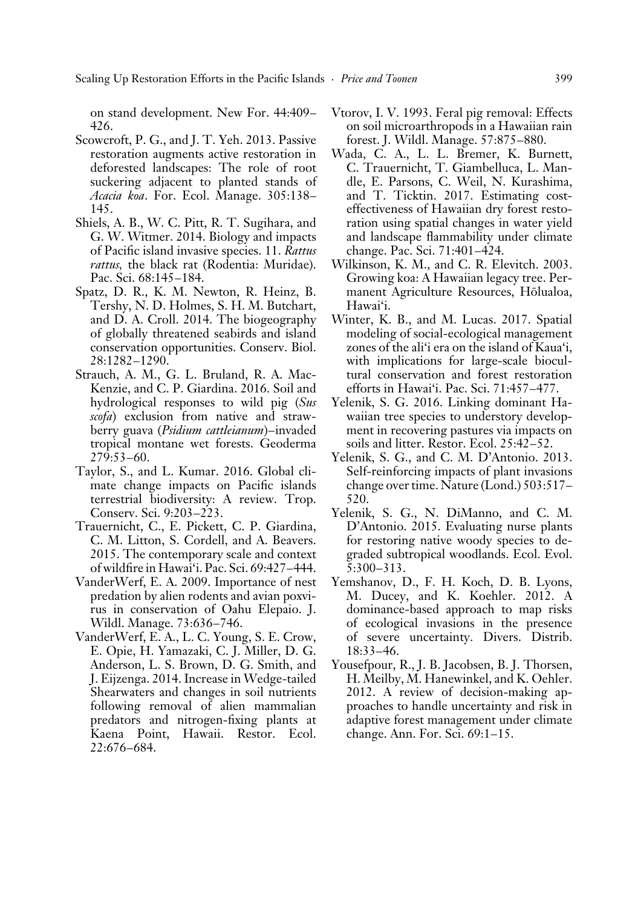on stand development. New For. 44:409–426.

Scowcroft, P. G., and J. T. Yeh. 2013. Passive restoration augments active restoration in deforested landscapes: The role of root suckering adjacent to planted stands of *Acacia koa*. For. Ecol. Manage. 305:138–145.

Shiels, A. B., W. C. Pitt, R. T. Sugihara, and G. W. Witmer. 2014. Biology and impacts of Pacific island invasive species. 11. *Rattus rattus*, the black rat (Rodentia: Muridae). Pac. Sci. 68:145–184.

Spatz, D. R., K. M. Newton, R. Heinz, B. Tershy, N. D. Holmes, S. H. M. Butchart, and D. A. Croll. 2014. The biogeography of globally threatened seabirds and island conservation opportunities. Conserv. Biol. 28:1282–1290.

Strauch, A. M., G. L. Bruland, R. A. MacKenzie, and C. P. Giardina. 2016. Soil and hydrological responses to wild pig (*Sus scofa*) exclusion from native and strawberry guava (*Psidium cattleianum*)–invaded tropical montane wet forests. Geoderma 279:53–60.

Taylor, S., and L. Kumar. 2016. Global climate change impacts on Pacific islands terrestrial biodiversity: A review. Trop. Conserv. Sci. 9:203–223.

Trauernicht, C., E. Pickett, C. P. Giardina, C. M. Litton, S. Cordell, and A. Beavers. 2015. The contemporary scale and context of wildfire in Hawai'i. Pac. Sci. 69:427–444.

VanderWerf, E. A. 2009. Importance of nest predation by alien rodents and avian poxvirus in conservation of Oahu Elepaio. J. Wildl. Manage. 73:636–746.

VanderWerf, E. A., L. C. Young, S. E. Crow, E. Opie, H. Yamazaki, C. J. Miller, D. G. Anderson, L. S. Brown, D. G. Smith, and J. Eijzenga. 2014. Increase in Wedge-tailed Shearwaters and changes in soil nutrients following removal of alien mammalian predators and nitrogen-fixing plants at Kaena Point, Hawaii. Restor. Ecol. 22:676–684.

Vtorov, I. V. 1993. Feral pig removal: Effects on soil microarthropods in a Hawaiian rain forest. J. Wildl. Manage. 57:875–880.

Wada, C. A., L. L. Bremer, K. Burnett, C. Trauernicht, T. Giambelluca, L. Mandle, E. Parsons, C. Weil, N. Kurashima, and T. Ticktin. 2017. Estimating cost-effectiveness of Hawaiian dry forest restoration using spatial changes in water yield and landscape flammability under climate change. Pac. Sci. 71:401–424.

Wilkinson, K. M., and C. R. Elevitch. 2003. Growing koa: A Hawaiian legacy tree. Permanent Agriculture Resources, Hōlualoa, Hawai'i.

Winter, K. B., and M. Lucas. 2017. Spatial modeling of social-ecological management zones of the ali'i era on the island of Kaua'i, with implications for large-scale biocultural conservation and forest restoration efforts in Hawai'i. Pac. Sci. 71:457–477.

Yelenik, S. G. 2016. Linking dominant Hawaiian tree species to understory development in recovering pastures via impacts on soils and litter. Restor. Ecol. 25:42–52.

Yelenik, S. G., and C. M. D'Antonio. 2013. Self-reinforcing impacts of plant invasions change over time. Nature (Lond.) 503:517–520.

Yelenik, S. G., N. DiManno, and C. M. D'Antonio. 2015. Evaluating nurse plants for restoring native woody species to degraded subtropical woodlands. Ecol. Evol. 5:300–313.

Yemshanov, D., F. H. Koch, D. B. Lyons, M. Ducey, and K. Koehler. 2012. A dominance-based approach to map risks of ecological invasions in the presence of severe uncertainty. Divers. Distrib. 18:33–46.

Yousefpour, R., J. B. Jacobsen, B. J. Thorsen, H. Meilby, M. Hanewinkel, and K. Oehler. 2012. A review of decision-making approaches to handle uncertainty and risk in adaptive forest management under climate change. Ann. For. Sci. 69:1–15.